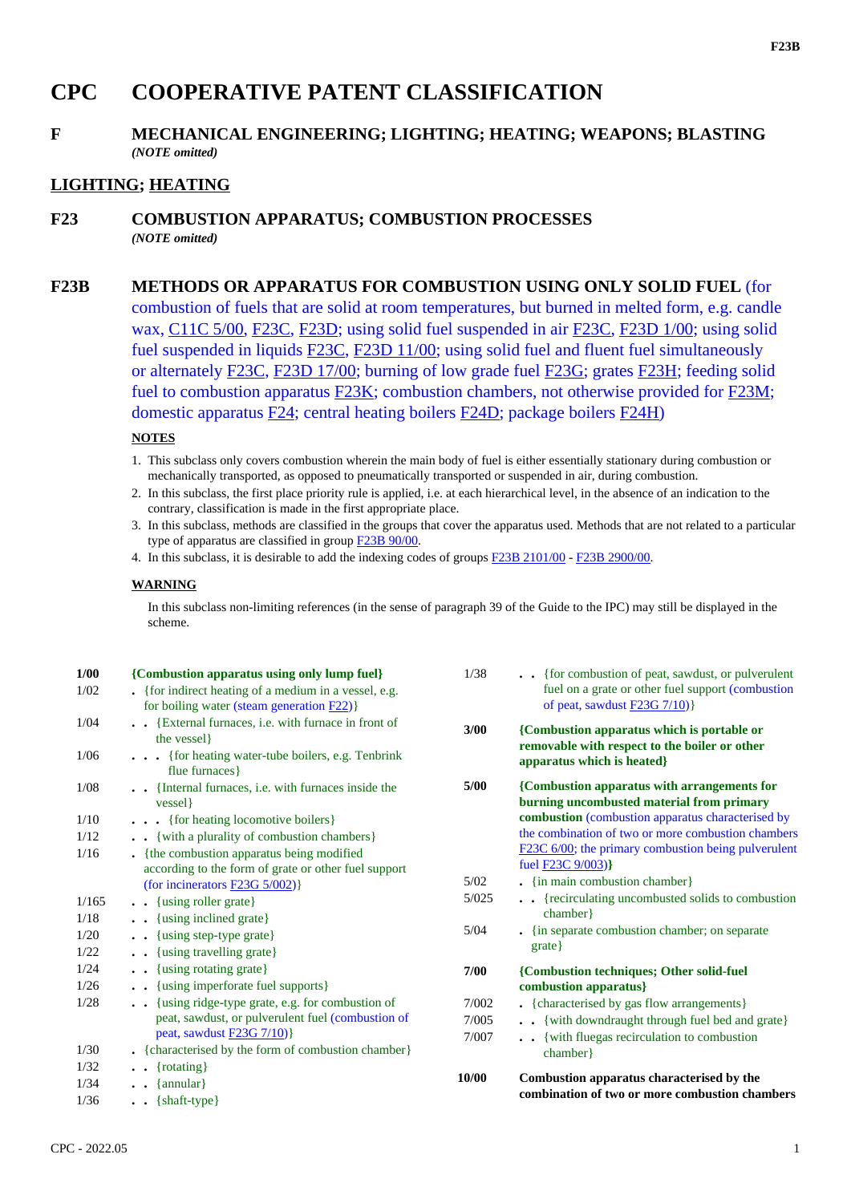# CPC COOPERATIVE PATENT CLASSIFICATION

## F MECHANICAL ENGINEERING; LIGHTING; HEATING; WEAPONS; BLASTING

*(NOTE omitted)*

## LIGHTING; HEATING

## F23 COMBUSTION APPARATUS; COMBUSTION PROCESSES

*(NOTE omitted)*

## F23B METHODS OR APPARATUS FOR COMBUSTION USING ONLY SOLID FUEL (for combustion of fuels that are solid at room temperatures, but burned in melted form, e.g. candle wax, C11C 5/00, F23C, F23D; using solid fuel suspended in air F23C, F23D 1/00; using solid fuel suspended in liquids F23C, F23D 11/00; using solid fuel and fluent fuel simultaneously or alternately F23C, F23D 17/00; burning of low grade fuel F23G; grates F23H; feeding solid fuel to combustion apparatus F23K; combustion chambers, not otherwise provided for F23M; domestic apparatus F24; central heating boilers F24D; package boilers F24H)

**NOTES**

1. This subclass only covers combustion wherein the main body of fuel is either essentially stationary during combustion or mechanically transported, as opposed to pneumatically transported or suspended in air, during combustion.
2. In this subclass, the first place priority rule is applied, i.e. at each hierarchical level, in the absence of an indication to the contrary, classification is made in the first appropriate place.
3. In this subclass, methods are classified in the groups that cover the apparatus used. Methods that are not related to a particular type of apparatus are classified in group F23B 90/00.
4. In this subclass, it is desirable to add the indexing codes of groups F23B 2101/00 - F23B 2900/00.

**WARNING**

In this subclass non-limiting references (in the sense of paragraph 39 of the Guide to the IPC) may still be displayed in the scheme.

**1/00** **{Combustion apparatus using only lump fuel}**

1/02 . {for indirect heating of a medium in a vessel, e.g. for boiling water (steam generation F22)}

1/04 . . {External furnaces, i.e. with furnace in front of the vessel}

1/06 . . . {for heating water-tube boilers, e.g. Tenbrink flue furnaces}

1/08 . . {Internal furnaces, i.e. with furnaces inside the vessel}

1/10 . . . {for heating locomotive boilers}

1/12 . . {with a plurality of combustion chambers}

1/16 . {the combustion apparatus being modified according to the form of grate or other fuel support (for incinerators F23G 5/002)}

1/165 . . {using roller grate}

1/18 . . {using inclined grate}

1/20 . . {using step-type grate}

1/22 . . {using travelling grate}

1/24 . . {using rotating grate}

1/26 . . {using imperforate fuel supports}

1/28 . . {using ridge-type grate, e.g. for combustion of peat, sawdust, or pulverulent fuel (combustion of peat, sawdust F23G 7/10)}

1/30 . {characterised by the form of combustion chamber}

1/32 . . {rotating}

1/34 . . {annular}

1/36 . . {shaft-type}

1/38 . . {for combustion of peat, sawdust, or pulverulent fuel on a grate or other fuel support (combustion of peat, sawdust F23G 7/10)}

**3/00** **{Combustion apparatus which is portable or removable with respect to the boiler or other apparatus which is heated}**

**5/00** **{Combustion apparatus with arrangements for burning uncombusted material from primary combustion** (combustion apparatus characterised by the combination of two or more combustion chambers F23C 6/00; the primary combustion being pulverulent fuel F23C 9/003)**}**

5/02 . {in main combustion chamber}

5/025 . . {recirculating uncombusted solids to combustion chamber}

5/04 . {in separate combustion chamber; on separate grate}

**7/00** **{Combustion techniques; Other solid-fuel combustion apparatus}**

7/002 . {characterised by gas flow arrangements}

7/005 . . {with downdraught through fuel bed and grate}

7/007 . . {with fluegas recirculation to combustion chamber}

**10/00** **Combustion apparatus characterised by the combination of two or more combustion chambers**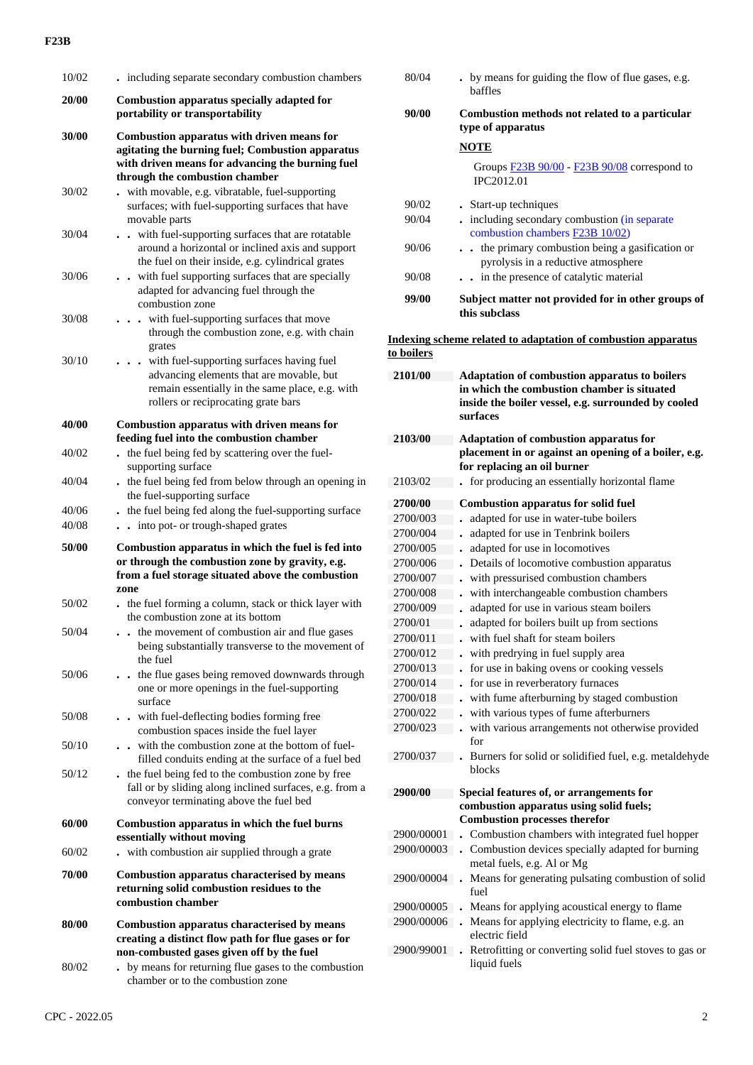| | |
|---|---|
| 10/02 | . including separate secondary combustion chambers |
| **20/00** | **Combustion apparatus specially adapted for portability or transportability** |
| **30/00** | **Combustion apparatus with driven means for agitating the burning fuel; Combustion apparatus with driven means for advancing the burning fuel through the combustion chamber** |
| 30/02 | . with movable, e.g. vibratable, fuel-supporting surfaces; with fuel-supporting surfaces that have movable parts |
| 30/04 | . . with fuel-supporting surfaces that are rotatable around a horizontal or inclined axis and support the fuel on their inside, e.g. cylindrical grates |
| 30/06 | . . with fuel supporting surfaces that are specially adapted for advancing fuel through the combustion zone |
| 30/08 | . . . with fuel-supporting surfaces that move through the combustion zone, e.g. with chain grates |
| 30/10 | . . . with fuel-supporting surfaces having fuel advancing elements that are movable, but remain essentially in the same place, e.g. with rollers or reciprocating grate bars |
| **40/00** | **Combustion apparatus with driven means for feeding fuel into the combustion chamber** |
| 40/02 | . the fuel being fed by scattering over the fuel-supporting surface |
| 40/04 | . the fuel being fed from below through an opening in the fuel-supporting surface |
| 40/06 | . the fuel being fed along the fuel-supporting surface |
| 40/08 | . . into pot- or trough-shaped grates |
| **50/00** | **Combustion apparatus in which the fuel is fed into or through the combustion zone by gravity, e.g. from a fuel storage situated above the combustion zone** |
| 50/02 | . the fuel forming a column, stack or thick layer with the combustion zone at its bottom |
| 50/04 | . . the movement of combustion air and flue gases being substantially transverse to the movement of the fuel |
| 50/06 | . . the flue gases being removed downwards through one or more openings in the fuel-supporting surface |
| 50/08 | . . with fuel-deflecting bodies forming free combustion spaces inside the fuel layer |
| 50/10 | . . with the combustion zone at the bottom of fuel-filled conduits ending at the surface of a fuel bed |
| 50/12 | . the fuel being fed to the combustion zone by free fall or by sliding along inclined surfaces, e.g. from a conveyor terminating above the fuel bed |
| **60/00** | **Combustion apparatus in which the fuel burns essentially without moving** |
| 60/02 | . with combustion air supplied through a grate |
| **70/00** | **Combustion apparatus characterised by means returning solid combustion residues to the combustion chamber** |
| **80/00** | **Combustion apparatus characterised by means creating a distinct flow path for flue gases or for non-combusted gases given off by the fuel** |
| 80/02 | . by means for returning flue gases to the combustion chamber or to the combustion zone |
| 80/04 | . by means for guiding the flow of flue gases, e.g. baffles |
| **90/00** | **Combustion methods not related to a particular type of apparatus** <br> **NOTE** <br> Groups F23B 90/00 - F23B 90/08 correspond to IPC2012.01 |
| 90/02 | . Start-up techniques |
| 90/04 | . including secondary combustion (in separate combustion chambers F23B 10/02) |
| 90/06 | . . the primary combustion being a gasification or pyrolysis in a reductive atmosphere |
| 90/08 | . . in the presence of catalytic material |
| **99/00** | **Subject matter not provided for in other groups of this subclass** |

**Indexing scheme related to adaptation of combustion apparatus to boilers**

| | |
|---|---|
| **2101/00** | **Adaptation of combustion apparatus to boilers in which the combustion chamber is situated inside the boiler vessel, e.g. surrounded by cooled surfaces** |
| **2103/00** | **Adaptation of combustion apparatus for placement in or against an opening of a boiler, e.g. for replacing an oil burner** |
| 2103/02 | . for producing an essentially horizontal flame |
| **2700/00** | **Combustion apparatus for solid fuel** |
| 2700/003 | . adapted for use in water-tube boilers |
| 2700/004 | . adapted for use in Tenbrink boilers |
| 2700/005 | . adapted for use in locomotives |
| 2700/006 | . Details of combustion apparatus |
| 2700/007 | . with pressurised combustion chambers |
| 2700/008 | . with interchangeable combustion chambers |
| 2700/009 | . adapted for use in various steam boilers |
| 2700/01 | . adapted for boilers built up from sections |
| 2700/011 | . with fuel shaft for steam boilers |
| 2700/012 | . with predrying in fuel supply area |
| 2700/013 | . for use in baking ovens or cooking vessels |
| 2700/014 | . for use in reverberatory furnaces |
| 2700/018 | . with fume afterburning by staged combustion |
| 2700/022 | . with various types of fume afterburners |
| 2700/023 | . with various arrangements not otherwise provided for |
| 2700/037 | . Burners for solid or solidified fuel, e.g. metaldehyde blocks |
| **2900/00** | **Special features of, or arrangements for combustion apparatus using solid fuels; Combustion processes therefor** |
| 2900/00001 | . Combustion chambers with integrated fuel hopper |
| 2900/00003 | . Combustion devices specially adapted for burning metal fuels, e.g. Al or Mg |
| 2900/00004 | . Means for generating pulsating combustion of solid fuel |
| 2900/00005 | . Means for applying acoustical energy to flame |
| 2900/00006 | . Means for applying electricity to flame, e.g. an electric field |
| 2900/99001 | . Retrofitting or converting solid fuel stoves to gas or liquid fuels |